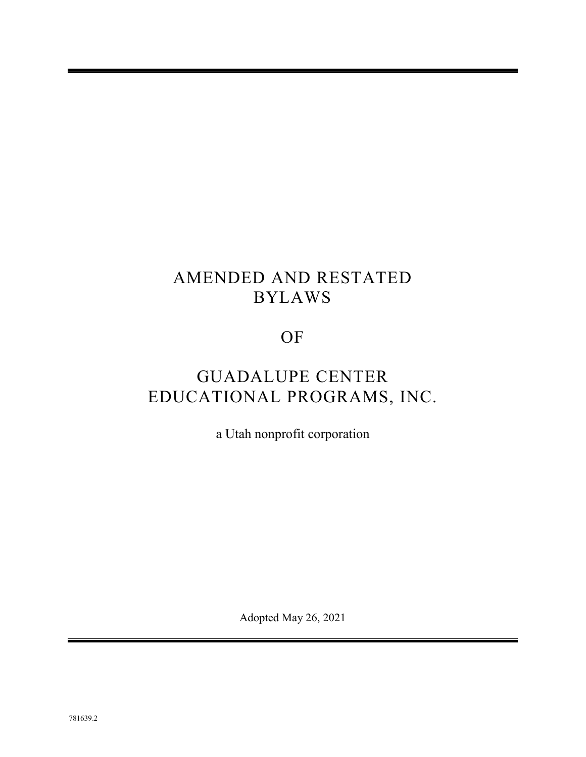# AMENDED AND RESTATED BYLAWS

# OF

# GUADALUPE CENTER EDUCATIONAL PROGRAMS, INC.

a Utah nonprofit corporation

Adopted May 26, 2021

781639.2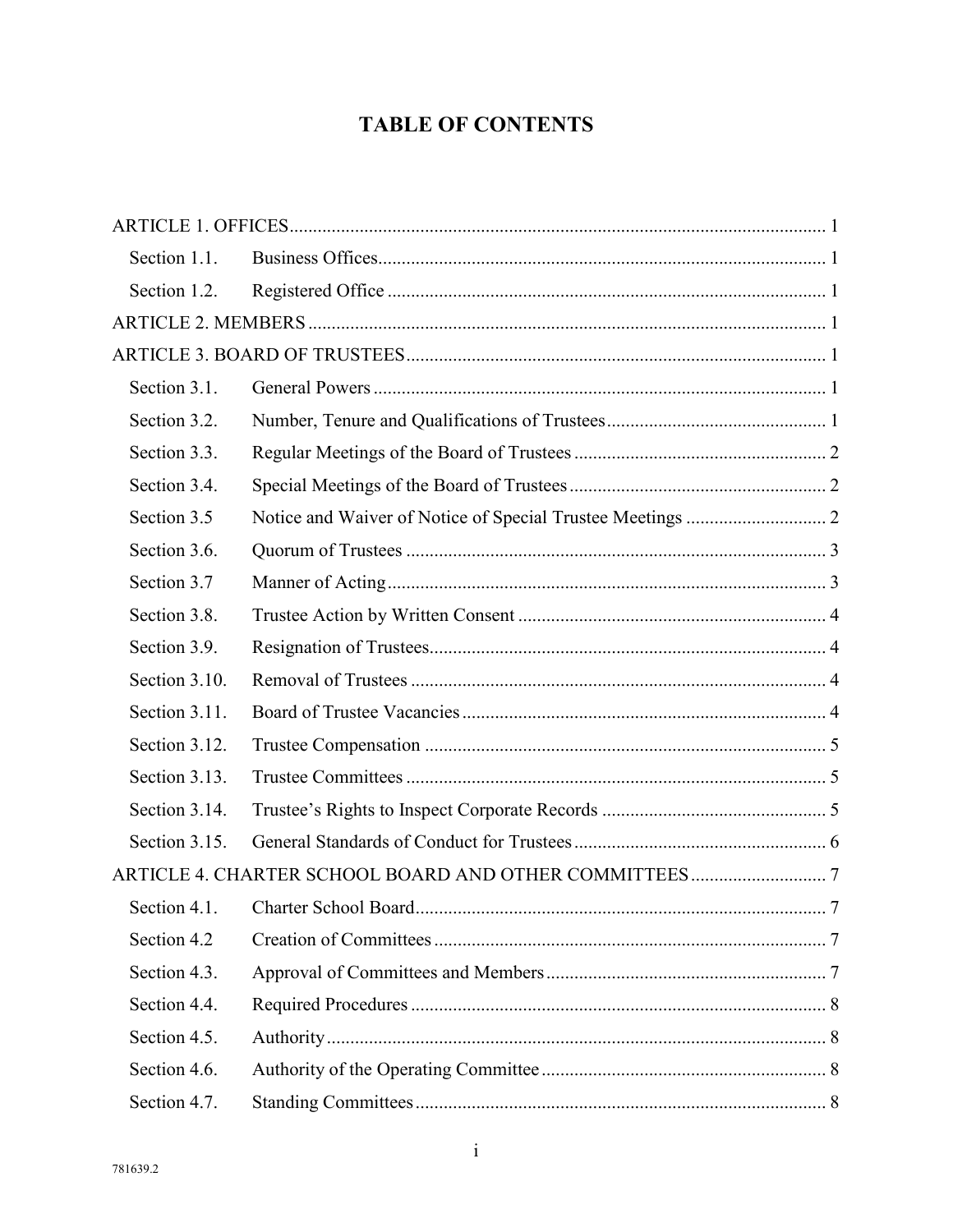# TABLE OF CONTENTS

ARTICLE 1. OFFICES ........ 1

- Section 1.1. Business Offices ........ 1
- Section 1.2. Registered Office ........ 1

ARTICLE 2. MEMBERS ........ 1

ARTICLE 3. BOARD OF TRUSTEES ........ 1

- Section 3.1. General Powers ........ 1
- Section 3.2. Number, Tenure and Qualifications of Trustees ........ 1
- Section 3.3. Regular Meetings of the Board of Trustees ........ 2
- Section 3.4. Special Meetings of the Board of Trustees ........ 2
- Section 3.5 Notice and Waiver of Notice of Special Trustee Meetings ........ 2
- Section 3.6. Quorum of Trustees ........ 3
- Section 3.7 Manner of Acting ........ 3
- Section 3.8. Trustee Action by Written Consent ........ 4
- Section 3.9. Resignation of Trustees ........ 4
- Section 3.10. Removal of Trustees ........ 4
- Section 3.11. Board of Trustee Vacancies ........ 4
- Section 3.12. Trustee Compensation ........ 5
- Section 3.13. Trustee Committees ........ 5
- Section 3.14. Trustee's Rights to Inspect Corporate Records ........ 5
- Section 3.15. General Standards of Conduct for Trustees ........ 6

ARTICLE 4. CHARTER SCHOOL BOARD AND OTHER COMMITTEES ........ 7

- Section 4.1. Charter School Board ........ 7
- Section 4.2 Creation of Committees ........ 7
- Section 4.3. Approval of Committees and Members ........ 7
- Section 4.4. Required Procedures ........ 8
- Section 4.5. Authority ........ 8
- Section 4.6. Authority of the Operating Committee ........ 8
- Section 4.7. Standing Committees ........ 8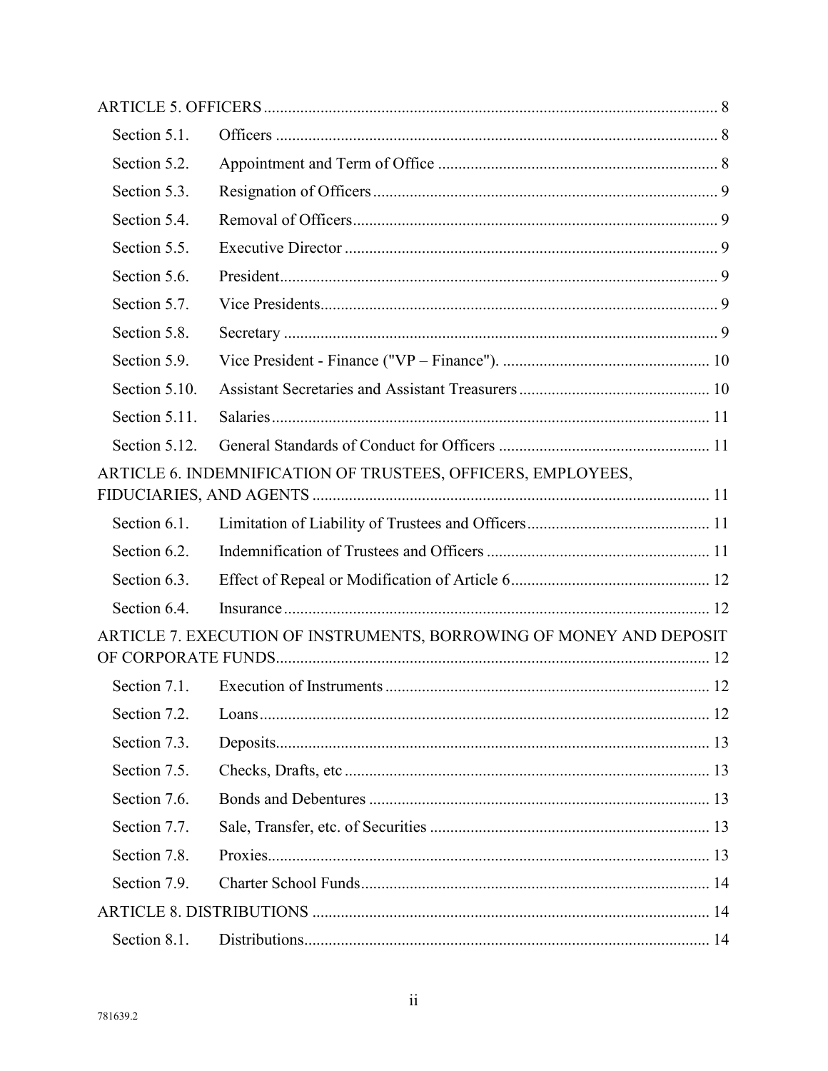ARTICLE 5. OFFICERS .......... 8

| | | |
|---|---|---|
| Section 5.1. | Officers | 8 |
| Section 5.2. | Appointment and Term of Office | 8 |
| Section 5.3. | Resignation of Officers | 9 |
| Section 5.4. | Removal of Officers | 9 |
| Section 5.5. | Executive Director | 9 |
| Section 5.6. | President | 9 |
| Section 5.7. | Vice Presidents | 9 |
| Section 5.8. | Secretary | 9 |
| Section 5.9. | Vice President - Finance ("VP – Finance"). | 10 |
| Section 5.10. | Assistant Secretaries and Assistant Treasurers | 10 |
| Section 5.11. | Salaries | 11 |
| Section 5.12. | General Standards of Conduct for Officers | 11 |

ARTICLE 6. INDEMNIFICATION OF TRUSTEES, OFFICERS, EMPLOYEES, FIDUCIARIES, AND AGENTS .......... 11

| | | |
|---|---|---|
| Section 6.1. | Limitation of Liability of Trustees and Officers | 11 |
| Section 6.2. | Indemnification of Trustees and Officers | 11 |
| Section 6.3. | Effect of Repeal or Modification of Article 6 | 12 |
| Section 6.4. | Insurance | 12 |

ARTICLE 7. EXECUTION OF INSTRUMENTS, BORROWING OF MONEY AND DEPOSIT OF CORPORATE FUNDS .......... 12

| | | |
|---|---|---|
| Section 7.1. | Execution of Instruments | 12 |
| Section 7.2. | Loans | 12 |
| Section 7.3. | Deposits | 13 |
| Section 7.5. | Checks, Drafts, etc | 13 |
| Section 7.6. | Bonds and Debentures | 13 |
| Section 7.7. | Sale, Transfer, etc. of Securities | 13 |
| Section 7.8. | Proxies | 13 |
| Section 7.9. | Charter School Funds | 14 |

ARTICLE 8. DISTRIBUTIONS .......... 14

| | | |
|---|---|---|
| Section 8.1. | Distributions | 14 |

781639.2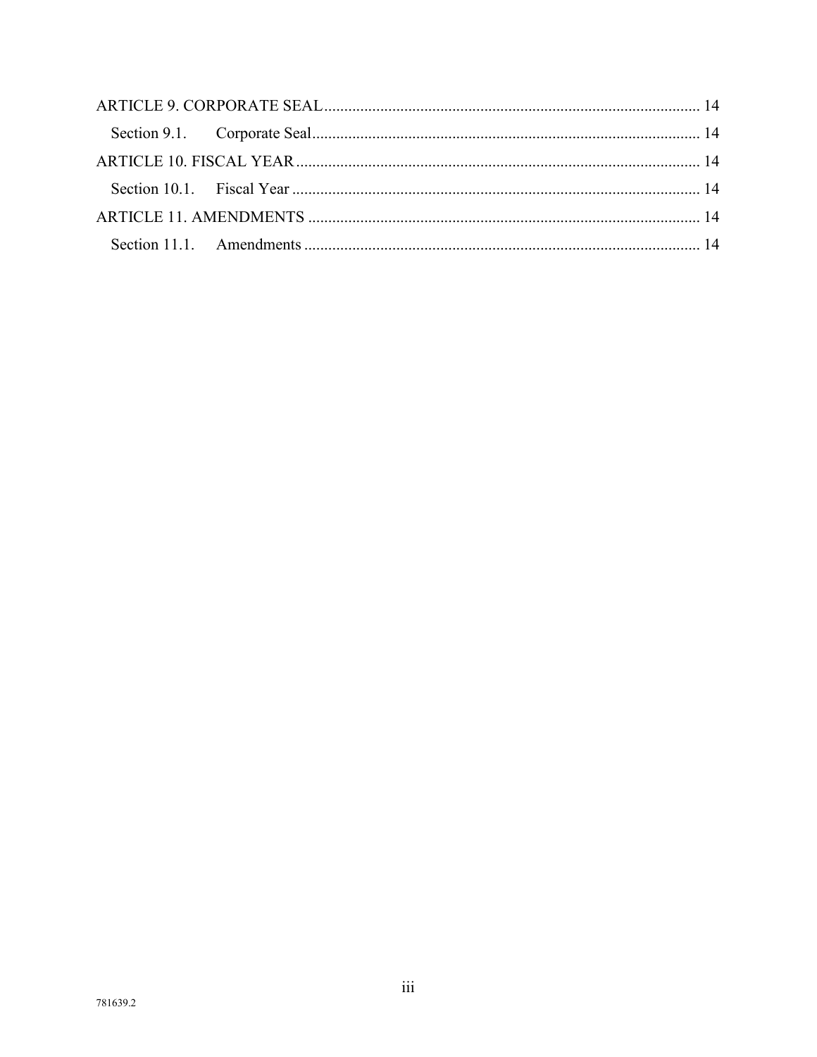ARTICLE 9. CORPORATE SEAL ............................................................................................. 14

Section 9.1. Corporate Seal ................................................................................................ 14

ARTICLE 10. FISCAL YEAR ..................................................................................................... 14

Section 10.1. Fiscal Year ...................................................................................................... 14

ARTICLE 11. AMENDMENTS .................................................................................................. 14

Section 11.1. Amendments ................................................................................................... 14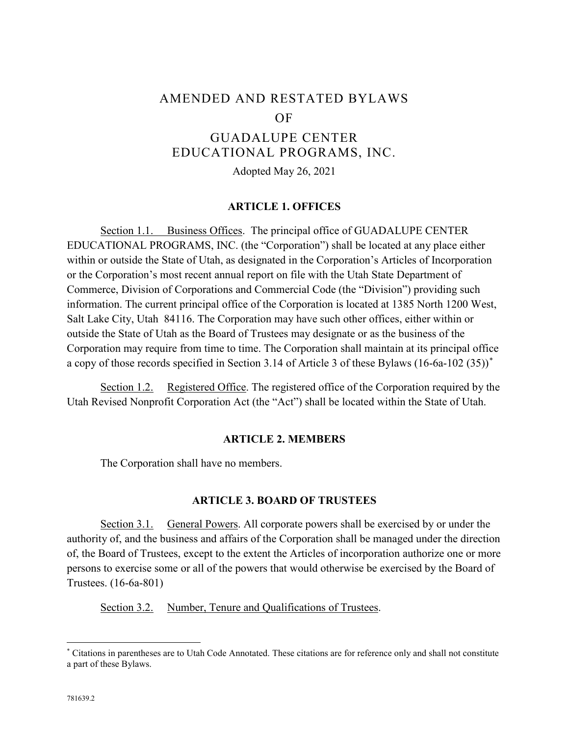# AMENDED AND RESTATED BYLAWS
# OF
# GUADALUPE CENTER EDUCATIONAL PROGRAMS, INC.

Adopted May 26, 2021

## ARTICLE 1. OFFICES

Section 1.1. Business Offices. The principal office of GUADALUPE CENTER EDUCATIONAL PROGRAMS, INC. (the "Corporation") shall be located at any place either within or outside the State of Utah, as designated in the Corporation's Articles of Incorporation or the Corporation's most recent annual report on file with the Utah State Department of Commerce, Division of Corporations and Commercial Code (the "Division") providing such information. The current principal office of the Corporation is located at 1385 North 1200 West, Salt Lake City, Utah 84116. The Corporation may have such other offices, either within or outside the State of Utah as the Board of Trustees may designate or as the business of the Corporation may require from time to time. The Corporation shall maintain at its principal office a copy of those records specified in Section 3.14 of Article 3 of these Bylaws (16-6a-102 (35))[*]

Section 1.2. Registered Office. The registered office of the Corporation required by the Utah Revised Nonprofit Corporation Act (the "Act") shall be located within the State of Utah.

## ARTICLE 2. MEMBERS

The Corporation shall have no members.

## ARTICLE 3. BOARD OF TRUSTEES

Section 3.1. General Powers. All corporate powers shall be exercised by or under the authority of, and the business and affairs of the Corporation shall be managed under the direction of, the Board of Trustees, except to the extent the Articles of incorporation authorize one or more persons to exercise some or all of the powers that would otherwise be exercised by the Board of Trustees. (16-6a-801)

Section 3.2. Number, Tenure and Qualifications of Trustees.

---

[*] Citations in parentheses are to Utah Code Annotated. These citations are for reference only and shall not constitute a part of these Bylaws.

781639.2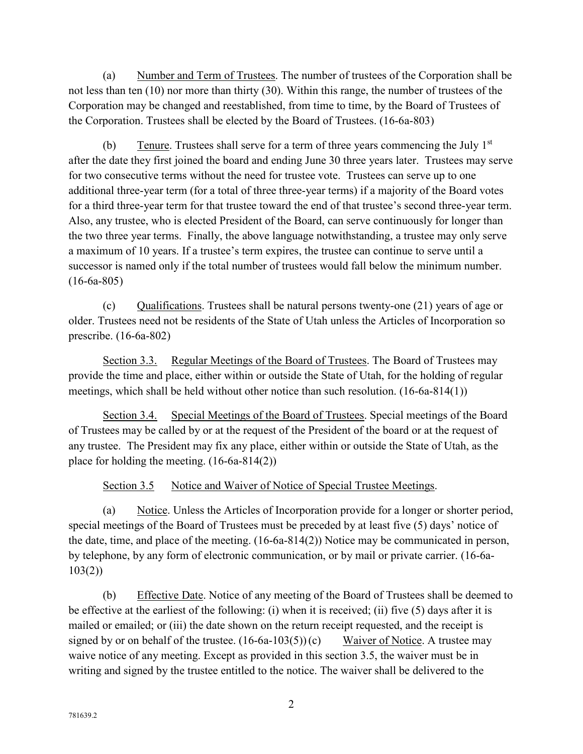(a) Number and Term of Trustees. The number of trustees of the Corporation shall be not less than ten (10) nor more than thirty (30). Within this range, the number of trustees of the Corporation may be changed and reestablished, from time to time, by the Board of Trustees of the Corporation. Trustees shall be elected by the Board of Trustees. (16-6a-803)

(b) Tenure. Trustees shall serve for a term of three years commencing the July 1st after the date they first joined the board and ending June 30 three years later. Trustees may serve for two consecutive terms without the need for trustee vote. Trustees can serve up to one additional three-year term (for a total of three three-year terms) if a majority of the Board votes for a third three-year term for that trustee toward the end of that trustee's second three-year term. Also, any trustee, who is elected President of the Board, can serve continuously for longer than the two three year terms. Finally, the above language notwithstanding, a trustee may only serve a maximum of 10 years. If a trustee's term expires, the trustee can continue to serve until a successor is named only if the total number of trustees would fall below the minimum number. (16-6a-805)

(c) Qualifications. Trustees shall be natural persons twenty-one (21) years of age or older. Trustees need not be residents of the State of Utah unless the Articles of Incorporation so prescribe. (16-6a-802)

Section 3.3. Regular Meetings of the Board of Trustees. The Board of Trustees may provide the time and place, either within or outside the State of Utah, for the holding of regular meetings, which shall be held without other notice than such resolution. (16-6a-814(1))

Section 3.4. Special Meetings of the Board of Trustees. Special meetings of the Board of Trustees may be called by or at the request of the President of the board or at the request of any trustee. The President may fix any place, either within or outside the State of Utah, as the place for holding the meeting. (16-6a-814(2))

Section 3.5 Notice and Waiver of Notice of Special Trustee Meetings.

(a) Notice. Unless the Articles of Incorporation provide for a longer or shorter period, special meetings of the Board of Trustees must be preceded by at least five (5) days' notice of the date, time, and place of the meeting. (16-6a-814(2)) Notice may be communicated in person, by telephone, by any form of electronic communication, or by mail or private carrier. (16-6a-103(2))

(b) Effective Date. Notice of any meeting of the Board of Trustees shall be deemed to be effective at the earliest of the following: (i) when it is received; (ii) five (5) days after it is mailed or emailed; or (iii) the date shown on the return receipt requested, and the receipt is signed by or on behalf of the trustee. (16-6a-103(5))

(c) Waiver of Notice. A trustee may waive notice of any meeting. Except as provided in this section 3.5, the waiver must be in writing and signed by the trustee entitled to the notice. The waiver shall be delivered to the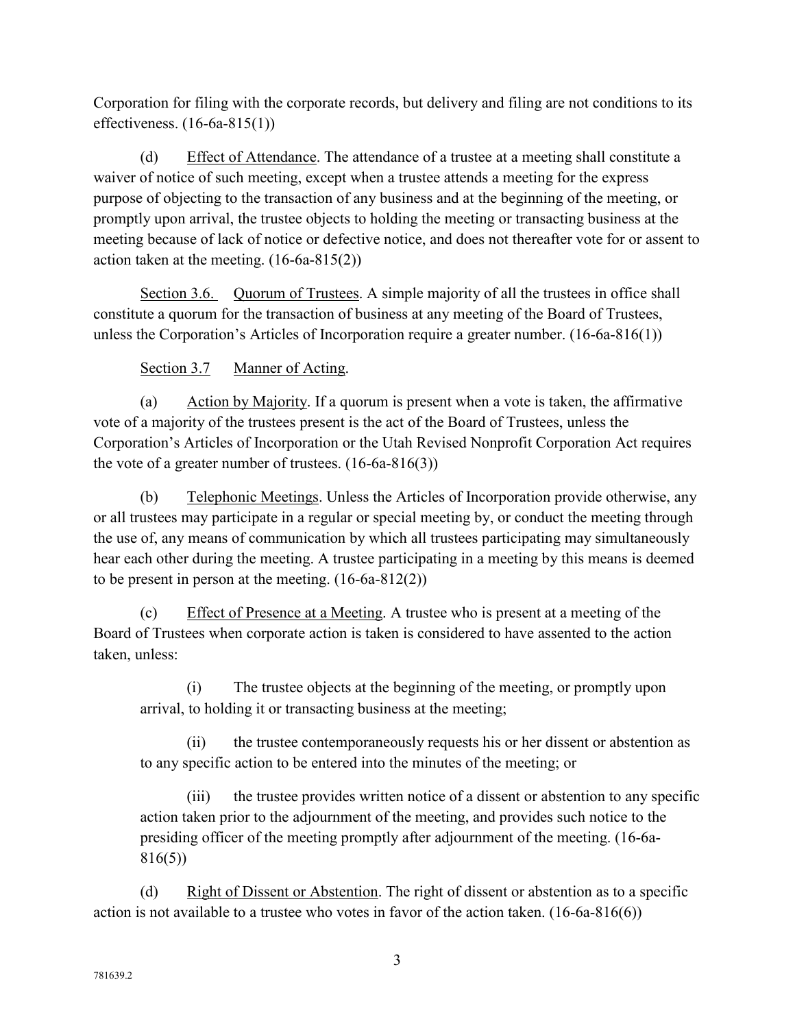Corporation for filing with the corporate records, but delivery and filing are not conditions to its effectiveness. (16-6a-815(1))

(d) Effect of Attendance. The attendance of a trustee at a meeting shall constitute a waiver of notice of such meeting, except when a trustee attends a meeting for the express purpose of objecting to the transaction of any business and at the beginning of the meeting, or promptly upon arrival, the trustee objects to holding the meeting or transacting business at the meeting because of lack of notice or defective notice, and does not thereafter vote for or assent to action taken at the meeting. (16-6a-815(2))

Section 3.6. Quorum of Trustees. A simple majority of all the trustees in office shall constitute a quorum for the transaction of business at any meeting of the Board of Trustees, unless the Corporation's Articles of Incorporation require a greater number. (16-6a-816(1))

Section 3.7 Manner of Acting.

(a) Action by Majority. If a quorum is present when a vote is taken, the affirmative vote of a majority of the trustees present is the act of the Board of Trustees, unless the Corporation's Articles of Incorporation or the Utah Revised Nonprofit Corporation Act requires the vote of a greater number of trustees. (16-6a-816(3))

(b) Telephonic Meetings. Unless the Articles of Incorporation provide otherwise, any or all trustees may participate in a regular or special meeting by, or conduct the meeting through the use of, any means of communication by which all trustees participating may simultaneously hear each other during the meeting. A trustee participating in a meeting by this means is deemed to be present in person at the meeting. (16-6a-812(2))

(c) Effect of Presence at a Meeting. A trustee who is present at a meeting of the Board of Trustees when corporate action is taken is considered to have assented to the action taken, unless:

(i) The trustee objects at the beginning of the meeting, or promptly upon arrival, to holding it or transacting business at the meeting;

(ii) the trustee contemporaneously requests his or her dissent or abstention as to any specific action to be entered into the minutes of the meeting; or

(iii) the trustee provides written notice of a dissent or abstention to any specific action taken prior to the adjournment of the meeting, and provides such notice to the presiding officer of the meeting promptly after adjournment of the meeting. (16-6a-816(5))

(d) Right of Dissent or Abstention. The right of dissent or abstention as to a specific action is not available to a trustee who votes in favor of the action taken. (16-6a-816(6))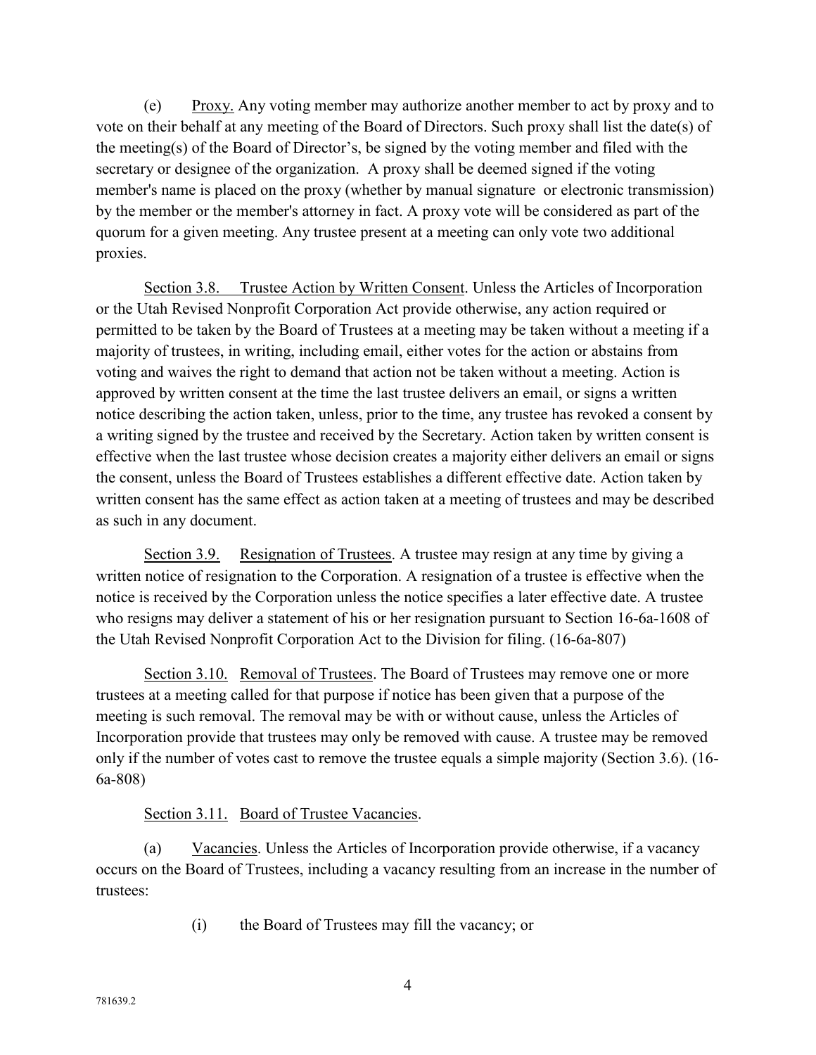(e) Proxy. Any voting member may authorize another member to act by proxy and to vote on their behalf at any meeting of the Board of Directors. Such proxy shall list the date(s) of the meeting(s) of the Board of Director's, be signed by the voting member and filed with the secretary or designee of the organization. A proxy shall be deemed signed if the voting member's name is placed on the proxy (whether by manual signature or electronic transmission) by the member or the member's attorney in fact. A proxy vote will be considered as part of the quorum for a given meeting. Any trustee present at a meeting can only vote two additional proxies.

Section 3.8. Trustee Action by Written Consent. Unless the Articles of Incorporation or the Utah Revised Nonprofit Corporation Act provide otherwise, any action required or permitted to be taken by the Board of Trustees at a meeting may be taken without a meeting if a majority of trustees, in writing, including email, either votes for the action or abstains from voting and waives the right to demand that action not be taken without a meeting. Action is approved by written consent at the time the last trustee delivers an email, or signs a written notice describing the action taken, unless, prior to the time, any trustee has revoked a consent by a writing signed by the trustee and received by the Secretary. Action taken by written consent is effective when the last trustee whose decision creates a majority either delivers an email or signs the consent, unless the Board of Trustees establishes a different effective date. Action taken by written consent has the same effect as action taken at a meeting of trustees and may be described as such in any document.

Section 3.9. Resignation of Trustees. A trustee may resign at any time by giving a written notice of resignation to the Corporation. A resignation of a trustee is effective when the notice is received by the Corporation unless the notice specifies a later effective date. A trustee who resigns may deliver a statement of his or her resignation pursuant to Section 16-6a-1608 of the Utah Revised Nonprofit Corporation Act to the Division for filing. (16-6a-807)

Section 3.10. Removal of Trustees. The Board of Trustees may remove one or more trustees at a meeting called for that purpose if notice has been given that a purpose of the meeting is such removal. The removal may be with or without cause, unless the Articles of Incorporation provide that trustees may only be removed with cause. A trustee may be removed only if the number of votes cast to remove the trustee equals a simple majority (Section 3.6). (16-6a-808)

Section 3.11. Board of Trustee Vacancies.

(a) Vacancies. Unless the Articles of Incorporation provide otherwise, if a vacancy occurs on the Board of Trustees, including a vacancy resulting from an increase in the number of trustees:

(i) the Board of Trustees may fill the vacancy; or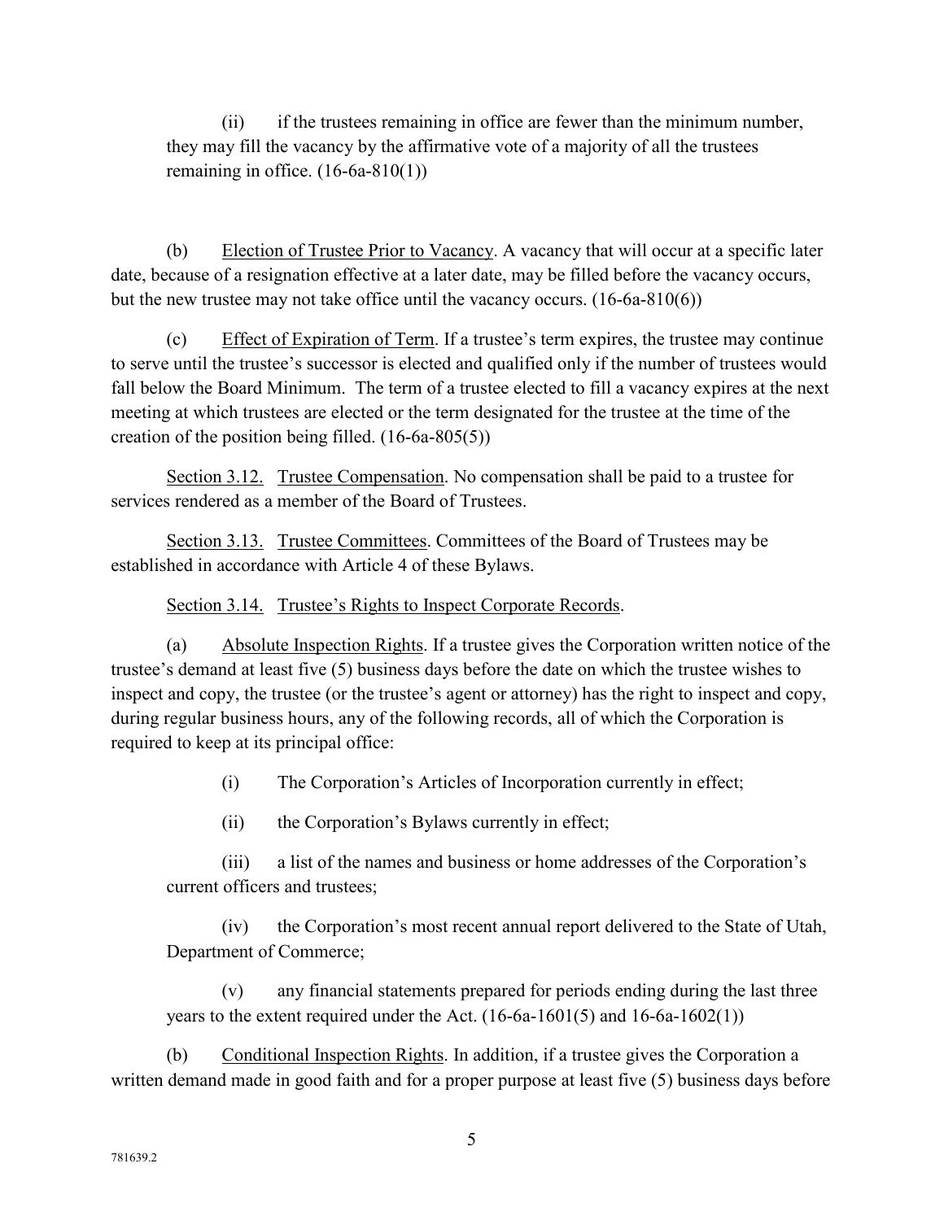(ii) if the trustees remaining in office are fewer than the minimum number, they may fill the vacancy by the affirmative vote of a majority of all the trustees remaining in office. (16-6a-810(1))

(b) Election of Trustee Prior to Vacancy. A vacancy that will occur at a specific later date, because of a resignation effective at a later date, may be filled before the vacancy occurs, but the new trustee may not take office until the vacancy occurs. (16-6a-810(6))

(c) Effect of Expiration of Term. If a trustee's term expires, the trustee may continue to serve until the trustee's successor is elected and qualified only if the number of trustees would fall below the Board Minimum. The term of a trustee elected to fill a vacancy expires at the next meeting at which trustees are elected or the term designated for the trustee at the time of the creation of the position being filled. (16-6a-805(5))

Section 3.12. Trustee Compensation. No compensation shall be paid to a trustee for services rendered as a member of the Board of Trustees.

Section 3.13. Trustee Committees. Committees of the Board of Trustees may be established in accordance with Article 4 of these Bylaws.

Section 3.14. Trustee's Rights to Inspect Corporate Records.

(a) Absolute Inspection Rights. If a trustee gives the Corporation written notice of the trustee's demand at least five (5) business days before the date on which the trustee wishes to inspect and copy, the trustee (or the trustee's agent or attorney) has the right to inspect and copy, during regular business hours, any of the following records, all of which the Corporation is required to keep at its principal office:

(i) The Corporation's Articles of Incorporation currently in effect;

(ii) the Corporation's Bylaws currently in effect;

(iii) a list of the names and business or home addresses of the Corporation's current officers and trustees;

(iv) the Corporation's most recent annual report delivered to the State of Utah, Department of Commerce;

(v) any financial statements prepared for periods ending during the last three years to the extent required under the Act. (16-6a-1601(5) and 16-6a-1602(1))

(b) Conditional Inspection Rights. In addition, if a trustee gives the Corporation a written demand made in good faith and for a proper purpose at least five (5) business days before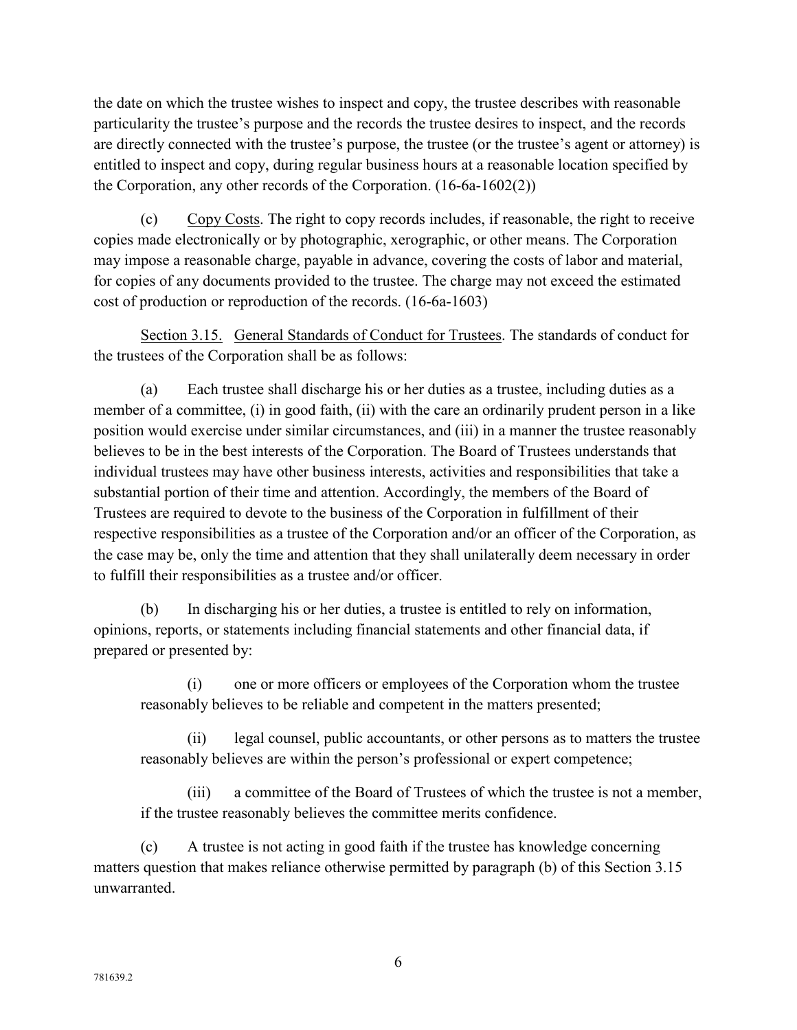the date on which the trustee wishes to inspect and copy, the trustee describes with reasonable particularity the trustee's purpose and the records the trustee desires to inspect, and the records are directly connected with the trustee's purpose, the trustee (or the trustee's agent or attorney) is entitled to inspect and copy, during regular business hours at a reasonable location specified by the Corporation, any other records of the Corporation. (16-6a-1602(2))

(c) Copy Costs. The right to copy records includes, if reasonable, the right to receive copies made electronically or by photographic, xerographic, or other means. The Corporation may impose a reasonable charge, payable in advance, covering the costs of labor and material, for copies of any documents provided to the trustee. The charge may not exceed the estimated cost of production or reproduction of the records. (16-6a-1603)

Section 3.15. General Standards of Conduct for Trustees. The standards of conduct for the trustees of the Corporation shall be as follows:

(a) Each trustee shall discharge his or her duties as a trustee, including duties as a member of a committee, (i) in good faith, (ii) with the care an ordinarily prudent person in a like position would exercise under similar circumstances, and (iii) in a manner the trustee reasonably believes to be in the best interests of the Corporation. The Board of Trustees understands that individual trustees may have other business interests, activities and responsibilities that take a substantial portion of their time and attention. Accordingly, the members of the Board of Trustees are required to devote to the business of the Corporation in fulfillment of their respective responsibilities as a trustee of the Corporation and/or an officer of the Corporation, as the case may be, only the time and attention that they shall unilaterally deem necessary in order to fulfill their responsibilities as a trustee and/or officer.

(b) In discharging his or her duties, a trustee is entitled to rely on information, opinions, reports, or statements including financial statements and other financial data, if prepared or presented by:

(i) one or more officers or employees of the Corporation whom the trustee reasonably believes to be reliable and competent in the matters presented;

(ii) legal counsel, public accountants, or other persons as to matters the trustee reasonably believes are within the person's professional or expert competence;

(iii) a committee of the Board of Trustees of which the trustee is not a member, if the trustee reasonably believes the committee merits confidence.

(c) A trustee is not acting in good faith if the trustee has knowledge concerning matters question that makes reliance otherwise permitted by paragraph (b) of this Section 3.15 unwarranted.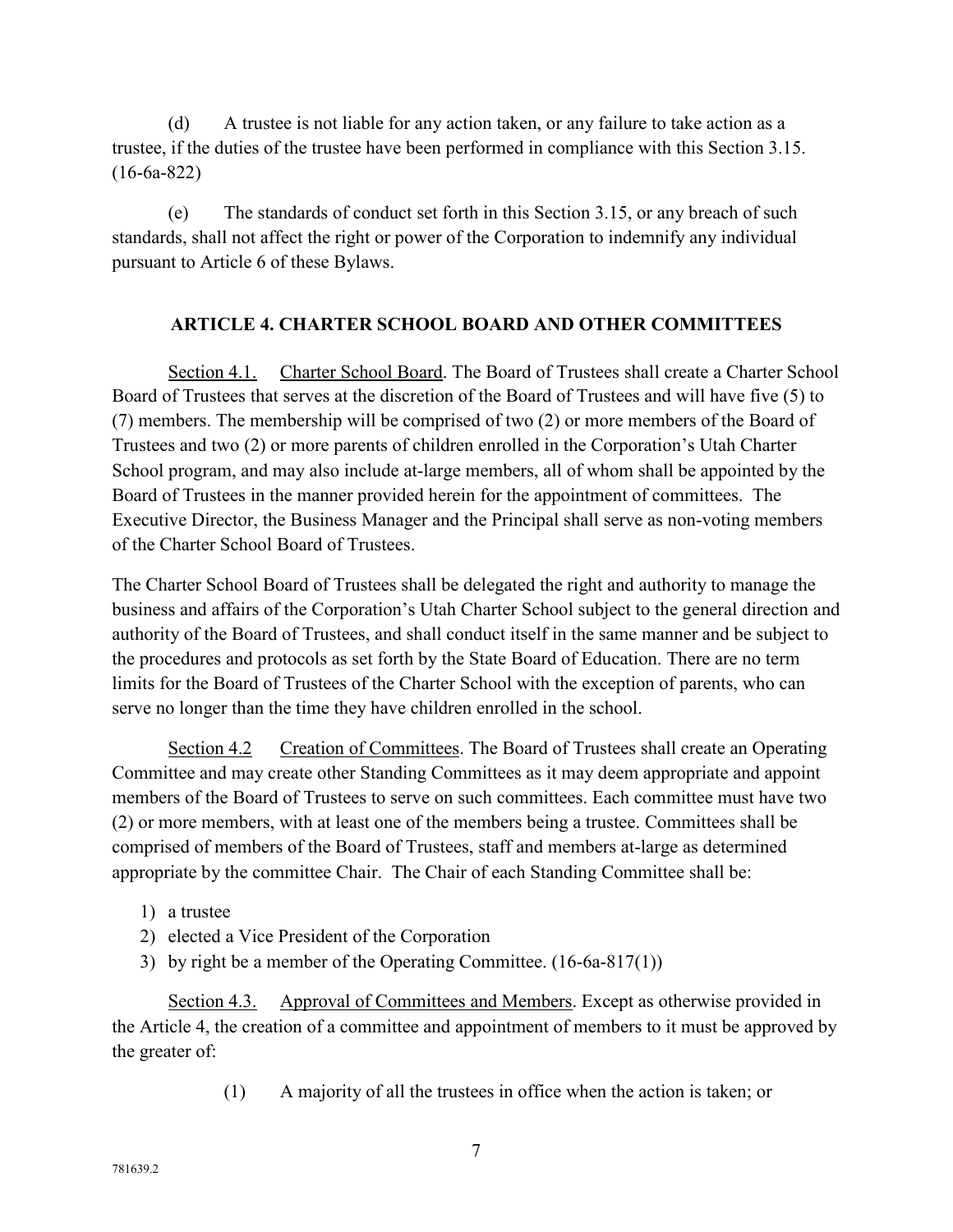(d) A trustee is not liable for any action taken, or any failure to take action as a trustee, if the duties of the trustee have been performed in compliance with this Section 3.15. (16-6a-822)

(e) The standards of conduct set forth in this Section 3.15, or any breach of such standards, shall not affect the right or power of the Corporation to indemnify any individual pursuant to Article 6 of these Bylaws.

## ARTICLE 4. CHARTER SCHOOL BOARD AND OTHER COMMITTEES

Section 4.1. Charter School Board. The Board of Trustees shall create a Charter School Board of Trustees that serves at the discretion of the Board of Trustees and will have five (5) to (7) members. The membership will be comprised of two (2) or more members of the Board of Trustees and two (2) or more parents of children enrolled in the Corporation's Utah Charter School program, and may also include at-large members, all of whom shall be appointed by the Board of Trustees in the manner provided herein for the appointment of committees. The Executive Director, the Business Manager and the Principal shall serve as non-voting members of the Charter School Board of Trustees.

The Charter School Board of Trustees shall be delegated the right and authority to manage the business and affairs of the Corporation's Utah Charter School subject to the general direction and authority of the Board of Trustees, and shall conduct itself in the same manner and be subject to the procedures and protocols as set forth by the State Board of Education. There are no term limits for the Board of Trustees of the Charter School with the exception of parents, who can serve no longer than the time they have children enrolled in the school.

Section 4.2 Creation of Committees. The Board of Trustees shall create an Operating Committee and may create other Standing Committees as it may deem appropriate and appoint members of the Board of Trustees to serve on such committees. Each committee must have two (2) or more members, with at least one of the members being a trustee. Committees shall be comprised of members of the Board of Trustees, staff and members at-large as determined appropriate by the committee Chair. The Chair of each Standing Committee shall be:

1) a trustee
2) elected a Vice President of the Corporation
3) by right be a member of the Operating Committee. (16-6a-817(1))

Section 4.3. Approval of Committees and Members. Except as otherwise provided in the Article 4, the creation of a committee and appointment of members to it must be approved by the greater of:

(1) A majority of all the trustees in office when the action is taken; or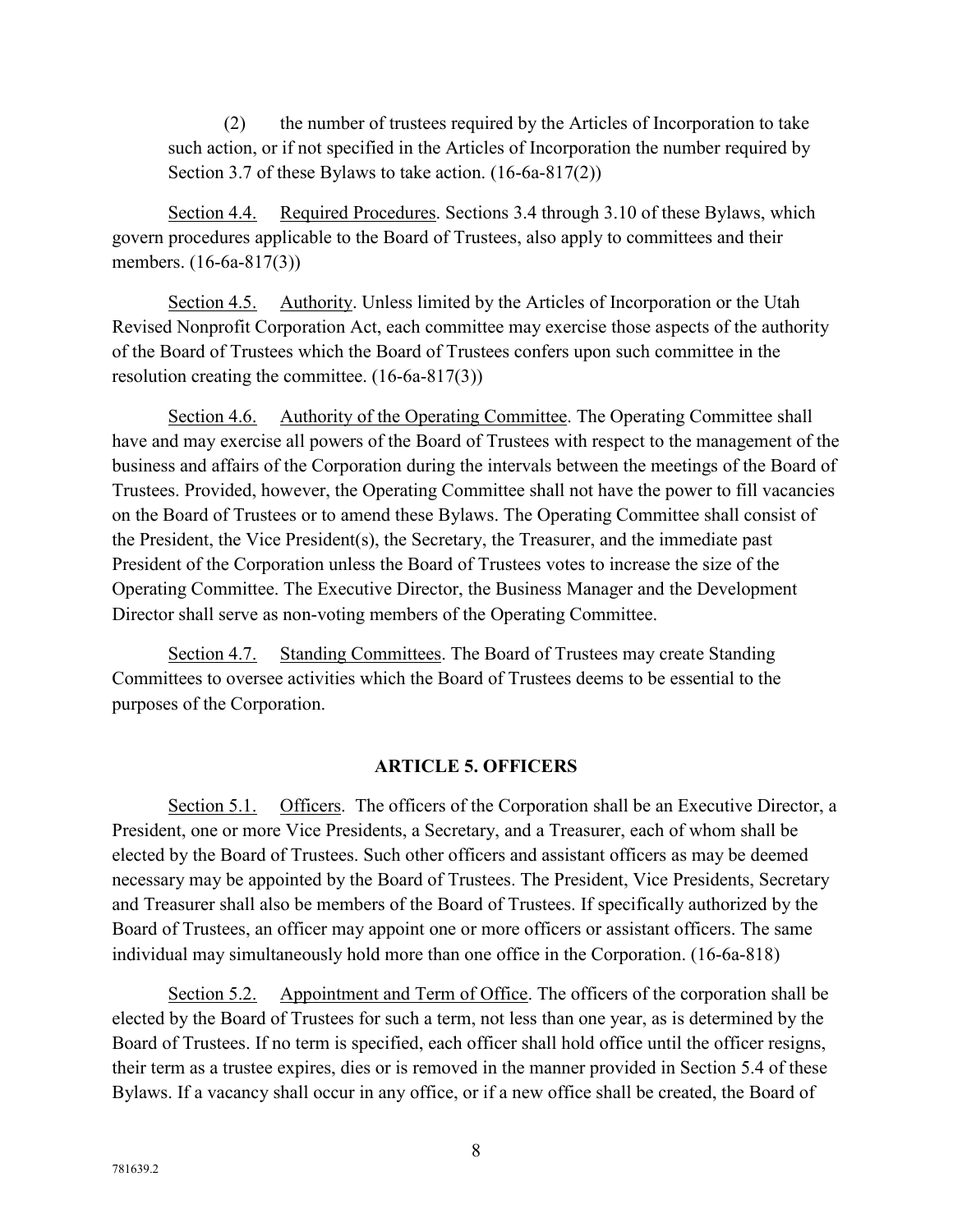(2) the number of trustees required by the Articles of Incorporation to take such action, or if not specified in the Articles of Incorporation the number required by Section 3.7 of these Bylaws to take action. (16-6a-817(2))

Section 4.4. Required Procedures. Sections 3.4 through 3.10 of these Bylaws, which govern procedures applicable to the Board of Trustees, also apply to committees and their members. (16-6a-817(3))

Section 4.5. Authority. Unless limited by the Articles of Incorporation or the Utah Revised Nonprofit Corporation Act, each committee may exercise those aspects of the authority of the Board of Trustees which the Board of Trustees confers upon such committee in the resolution creating the committee. (16-6a-817(3))

Section 4.6. Authority of the Operating Committee. The Operating Committee shall have and may exercise all powers of the Board of Trustees with respect to the management of the business and affairs of the Corporation during the intervals between the meetings of the Board of Trustees. Provided, however, the Operating Committee shall not have the power to fill vacancies on the Board of Trustees or to amend these Bylaws. The Operating Committee shall consist of the President, the Vice President(s), the Secretary, the Treasurer, and the immediate past President of the Corporation unless the Board of Trustees votes to increase the size of the Operating Committee. The Executive Director, the Business Manager and the Development Director shall serve as non-voting members of the Operating Committee.

Section 4.7. Standing Committees. The Board of Trustees may create Standing Committees to oversee activities which the Board of Trustees deems to be essential to the purposes of the Corporation.

## ARTICLE 5. OFFICERS

Section 5.1. Officers. The officers of the Corporation shall be an Executive Director, a President, one or more Vice Presidents, a Secretary, and a Treasurer, each of whom shall be elected by the Board of Trustees. Such other officers and assistant officers as may be deemed necessary may be appointed by the Board of Trustees. The President, Vice Presidents, Secretary and Treasurer shall also be members of the Board of Trustees. If specifically authorized by the Board of Trustees, an officer may appoint one or more officers or assistant officers. The same individual may simultaneously hold more than one office in the Corporation. (16-6a-818)

Section 5.2. Appointment and Term of Office. The officers of the corporation shall be elected by the Board of Trustees for such a term, not less than one year, as is determined by the Board of Trustees. If no term is specified, each officer shall hold office until the officer resigns, their term as a trustee expires, dies or is removed in the manner provided in Section 5.4 of these Bylaws. If a vacancy shall occur in any office, or if a new office shall be created, the Board of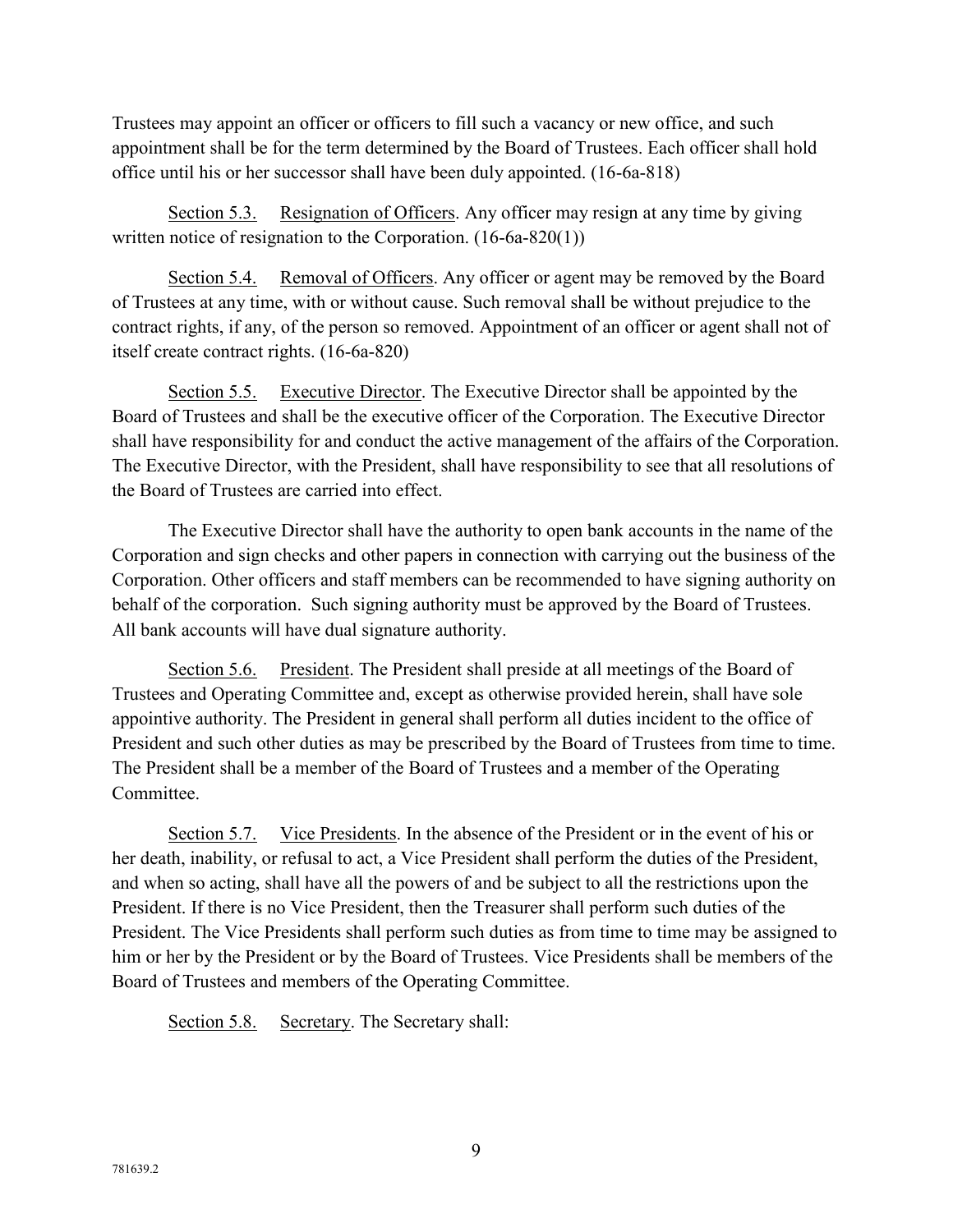Trustees may appoint an officer or officers to fill such a vacancy or new office, and such appointment shall be for the term determined by the Board of Trustees. Each officer shall hold office until his or her successor shall have been duly appointed. (16-6a-818)

Section 5.3. Resignation of Officers. Any officer may resign at any time by giving written notice of resignation to the Corporation. (16-6a-820(1))

Section 5.4. Removal of Officers. Any officer or agent may be removed by the Board of Trustees at any time, with or without cause. Such removal shall be without prejudice to the contract rights, if any, of the person so removed. Appointment of an officer or agent shall not of itself create contract rights. (16-6a-820)

Section 5.5. Executive Director. The Executive Director shall be appointed by the Board of Trustees and shall be the executive officer of the Corporation. The Executive Director shall have responsibility for and conduct the active management of the affairs of the Corporation. The Executive Director, with the President, shall have responsibility to see that all resolutions of the Board of Trustees are carried into effect.

The Executive Director shall have the authority to open bank accounts in the name of the Corporation and sign checks and other papers in connection with carrying out the business of the Corporation. Other officers and staff members can be recommended to have signing authority on behalf of the corporation. Such signing authority must be approved by the Board of Trustees. All bank accounts will have dual signature authority.

Section 5.6. President. The President shall preside at all meetings of the Board of Trustees and Operating Committee and, except as otherwise provided herein, shall have sole appointive authority. The President in general shall perform all duties incident to the office of President and such other duties as may be prescribed by the Board of Trustees from time to time. The President shall be a member of the Board of Trustees and a member of the Operating Committee.

Section 5.7. Vice Presidents. In the absence of the President or in the event of his or her death, inability, or refusal to act, a Vice President shall perform the duties of the President, and when so acting, shall have all the powers of and be subject to all the restrictions upon the President. If there is no Vice President, then the Treasurer shall perform such duties of the President. The Vice Presidents shall perform such duties as from time to time may be assigned to him or her by the President or by the Board of Trustees. Vice Presidents shall be members of the Board of Trustees and members of the Operating Committee.

Section 5.8. Secretary. The Secretary shall: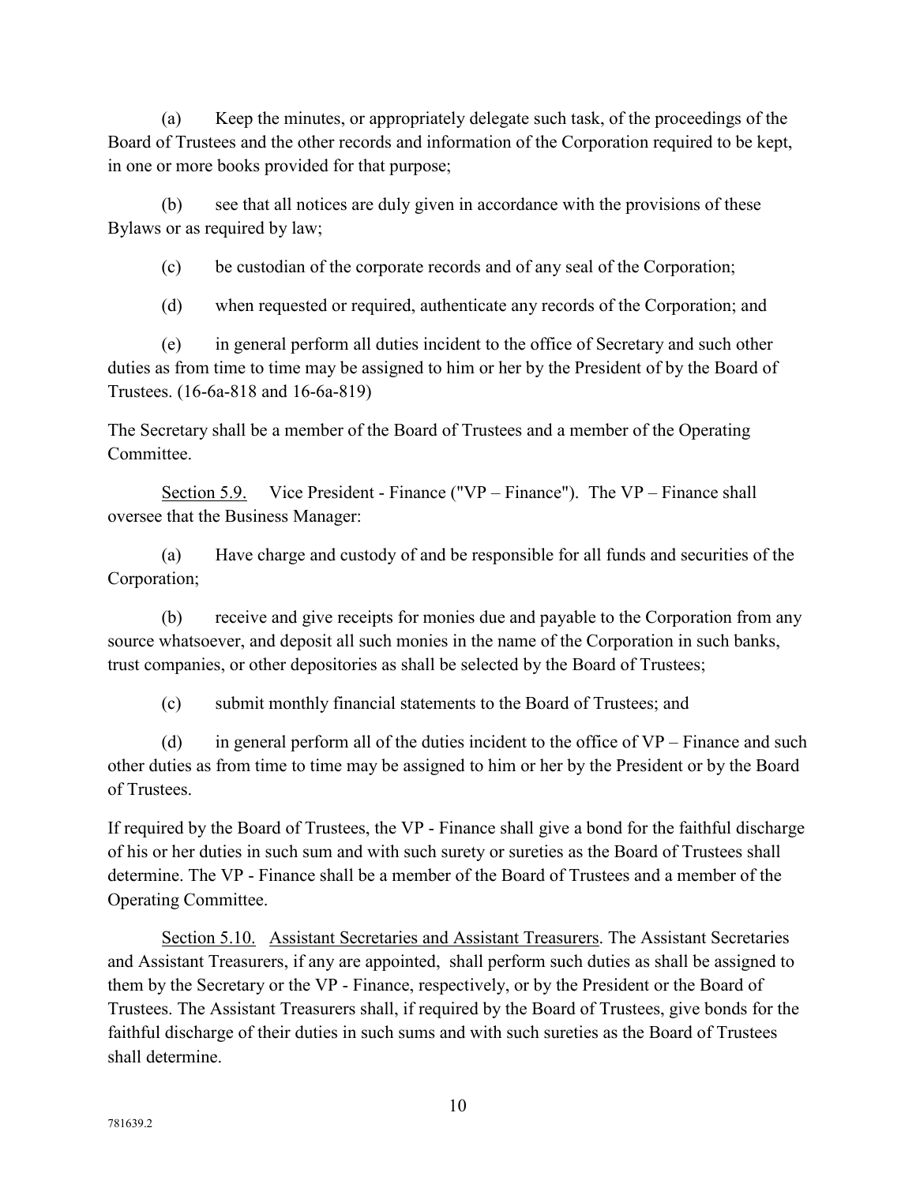(a) Keep the minutes, or appropriately delegate such task, of the proceedings of the Board of Trustees and the other records and information of the Corporation required to be kept, in one or more books provided for that purpose;

(b) see that all notices are duly given in accordance with the provisions of these Bylaws or as required by law;

(c) be custodian of the corporate records and of any seal of the Corporation;

(d) when requested or required, authenticate any records of the Corporation; and

(e) in general perform all duties incident to the office of Secretary and such other duties as from time to time may be assigned to him or her by the President of by the Board of Trustees. (16-6a-818 and 16-6a-819)

The Secretary shall be a member of the Board of Trustees and a member of the Operating Committee.

<u>Section 5.9.</u> Vice President - Finance ("VP – Finance"). The VP – Finance shall oversee that the Business Manager:

(a) Have charge and custody of and be responsible for all funds and securities of the Corporation;

(b) receive and give receipts for monies due and payable to the Corporation from any source whatsoever, and deposit all such monies in the name of the Corporation in such banks, trust companies, or other depositories as shall be selected by the Board of Trustees;

(c) submit monthly financial statements to the Board of Trustees; and

(d) in general perform all of the duties incident to the office of VP – Finance and such other duties as from time to time may be assigned to him or her by the President or by the Board of Trustees.

If required by the Board of Trustees, the VP - Finance shall give a bond for the faithful discharge of his or her duties in such sum and with such surety or sureties as the Board of Trustees shall determine. The VP - Finance shall be a member of the Board of Trustees and a member of the Operating Committee.

<u>Section 5.10.</u> <u>Assistant Secretaries and Assistant Treasurers</u>. The Assistant Secretaries and Assistant Treasurers, if any are appointed, shall perform such duties as shall be assigned to them by the Secretary or the VP - Finance, respectively, or by the President or the Board of Trustees. The Assistant Treasurers shall, if required by the Board of Trustees, give bonds for the faithful discharge of their duties in such sums and with such sureties as the Board of Trustees shall determine.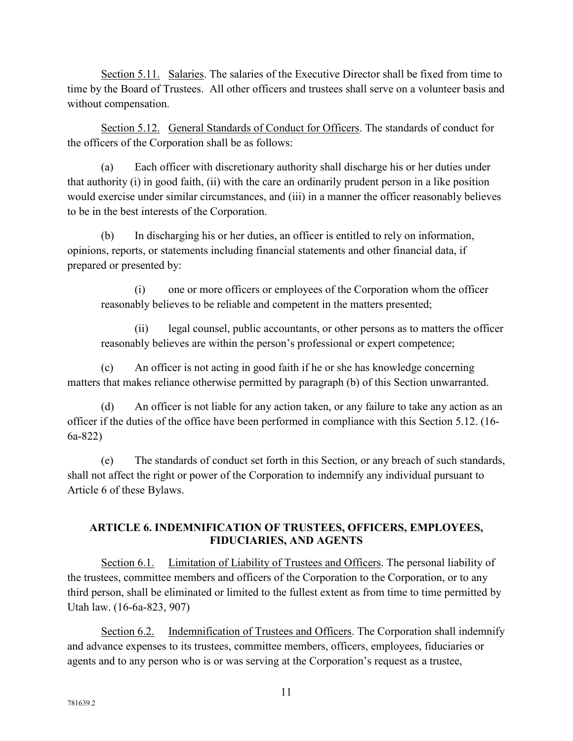Section 5.11. Salaries. The salaries of the Executive Director shall be fixed from time to time by the Board of Trustees. All other officers and trustees shall serve on a volunteer basis and without compensation.

Section 5.12. General Standards of Conduct for Officers. The standards of conduct for the officers of the Corporation shall be as follows:

(a) Each officer with discretionary authority shall discharge his or her duties under that authority (i) in good faith, (ii) with the care an ordinarily prudent person in a like position would exercise under similar circumstances, and (iii) in a manner the officer reasonably believes to be in the best interests of the Corporation.

(b) In discharging his or her duties, an officer is entitled to rely on information, opinions, reports, or statements including financial statements and other financial data, if prepared or presented by:

(i) one or more officers or employees of the Corporation whom the officer reasonably believes to be reliable and competent in the matters presented;

(ii) legal counsel, public accountants, or other persons as to matters the officer reasonably believes are within the person's professional or expert competence;

(c) An officer is not acting in good faith if he or she has knowledge concerning matters that makes reliance otherwise permitted by paragraph (b) of this Section unwarranted.

(d) An officer is not liable for any action taken, or any failure to take any action as an officer if the duties of the office have been performed in compliance with this Section 5.12. (16-6a-822)

(e) The standards of conduct set forth in this Section, or any breach of such standards, shall not affect the right or power of the Corporation to indemnify any individual pursuant to Article 6 of these Bylaws.

## ARTICLE 6. INDEMNIFICATION OF TRUSTEES, OFFICERS, EMPLOYEES, FIDUCIARIES, AND AGENTS

Section 6.1. Limitation of Liability of Trustees and Officers. The personal liability of the trustees, committee members and officers of the Corporation to the Corporation, or to any third person, shall be eliminated or limited to the fullest extent as from time to time permitted by Utah law. (16-6a-823, 907)

Section 6.2. Indemnification of Trustees and Officers. The Corporation shall indemnify and advance expenses to its trustees, committee members, officers, employees, fiduciaries or agents and to any person who is or was serving at the Corporation's request as a trustee,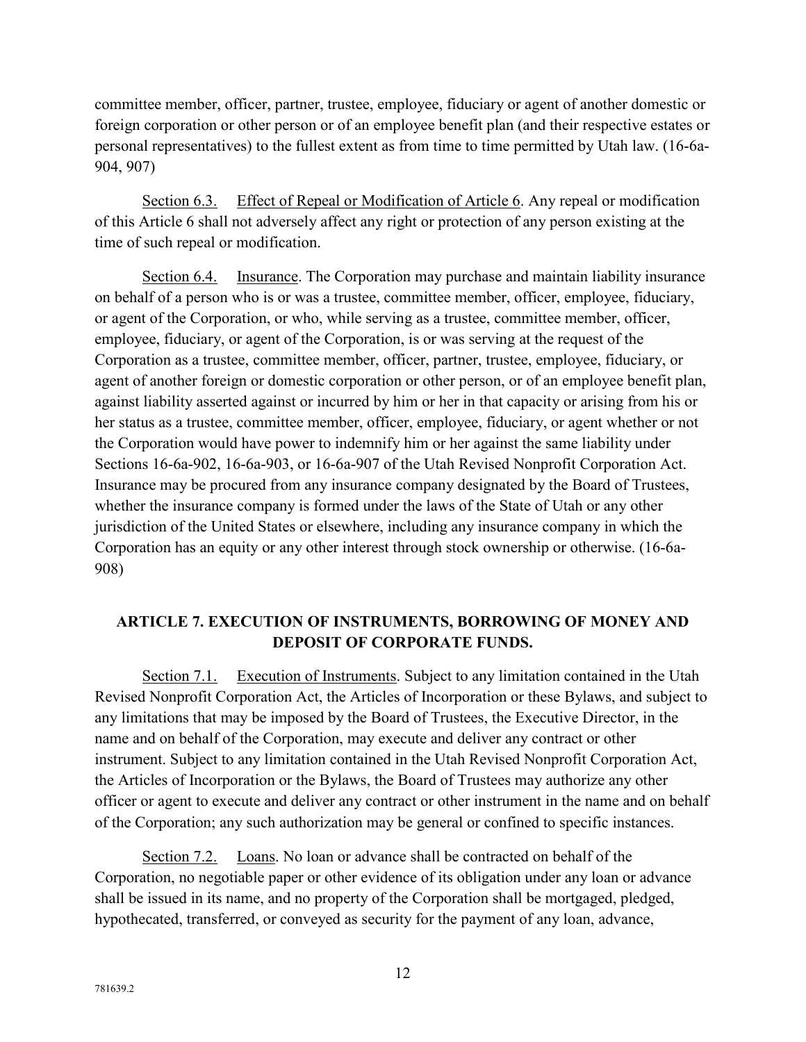committee member, officer, partner, trustee, employee, fiduciary or agent of another domestic or foreign corporation or other person or of an employee benefit plan (and their respective estates or personal representatives) to the fullest extent as from time to time permitted by Utah law. (16-6a-904, 907)

Section 6.3. Effect of Repeal or Modification of Article 6. Any repeal or modification of this Article 6 shall not adversely affect any right or protection of any person existing at the time of such repeal or modification.

Section 6.4. Insurance. The Corporation may purchase and maintain liability insurance on behalf of a person who is or was a trustee, committee member, officer, employee, fiduciary, or agent of the Corporation, or who, while serving as a trustee, committee member, officer, employee, fiduciary, or agent of the Corporation, is or was serving at the request of the Corporation as a trustee, committee member, officer, partner, trustee, employee, fiduciary, or agent of another foreign or domestic corporation or other person, or of an employee benefit plan, against liability asserted against or incurred by him or her in that capacity or arising from his or her status as a trustee, committee member, officer, employee, fiduciary, or agent whether or not the Corporation would have power to indemnify him or her against the same liability under Sections 16-6a-902, 16-6a-903, or 16-6a-907 of the Utah Revised Nonprofit Corporation Act. Insurance may be procured from any insurance company designated by the Board of Trustees, whether the insurance company is formed under the laws of the State of Utah or any other jurisdiction of the United States or elsewhere, including any insurance company in which the Corporation has an equity or any other interest through stock ownership or otherwise. (16-6a-908)

## ARTICLE 7. EXECUTION OF INSTRUMENTS, BORROWING OF MONEY AND DEPOSIT OF CORPORATE FUNDS.

Section 7.1. Execution of Instruments. Subject to any limitation contained in the Utah Revised Nonprofit Corporation Act, the Articles of Incorporation or these Bylaws, and subject to any limitations that may be imposed by the Board of Trustees, the Executive Director, in the name and on behalf of the Corporation, may execute and deliver any contract or other instrument. Subject to any limitation contained in the Utah Revised Nonprofit Corporation Act, the Articles of Incorporation or the Bylaws, the Board of Trustees may authorize any other officer or agent to execute and deliver any contract or other instrument in the name and on behalf of the Corporation; any such authorization may be general or confined to specific instances.

Section 7.2. Loans. No loan or advance shall be contracted on behalf of the Corporation, no negotiable paper or other evidence of its obligation under any loan or advance shall be issued in its name, and no property of the Corporation shall be mortgaged, pledged, hypothecated, transferred, or conveyed as security for the payment of any loan, advance,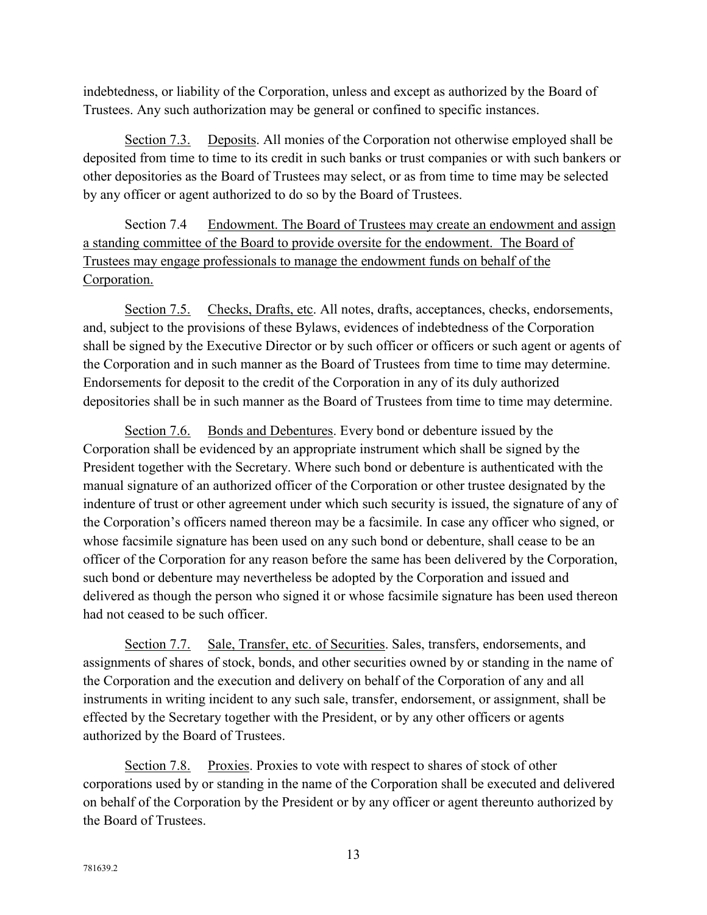indebtedness, or liability of the Corporation, unless and except as authorized by the Board of Trustees. Any such authorization may be general or confined to specific instances.

Section 7.3. Deposits. All monies of the Corporation not otherwise employed shall be deposited from time to time to its credit in such banks or trust companies or with such bankers or other depositories as the Board of Trustees may select, or as from time to time may be selected by any officer or agent authorized to do so by the Board of Trustees.

Section 7.4 Endowment. The Board of Trustees may create an endowment and assign a standing committee of the Board to provide oversite for the endowment. The Board of Trustees may engage professionals to manage the endowment funds on behalf of the Corporation.

Section 7.5. Checks, Drafts, etc. All notes, drafts, acceptances, checks, endorsements, and, subject to the provisions of these Bylaws, evidences of indebtedness of the Corporation shall be signed by the Executive Director or by such officer or officers or such agent or agents of the Corporation and in such manner as the Board of Trustees from time to time may determine. Endorsements for deposit to the credit of the Corporation in any of its duly authorized depositories shall be in such manner as the Board of Trustees from time to time may determine.

Section 7.6. Bonds and Debentures. Every bond or debenture issued by the Corporation shall be evidenced by an appropriate instrument which shall be signed by the President together with the Secretary. Where such bond or debenture is authenticated with the manual signature of an authorized officer of the Corporation or other trustee designated by the indenture of trust or other agreement under which such security is issued, the signature of any of the Corporation's officers named thereon may be a facsimile. In case any officer who signed, or whose facsimile signature has been used on any such bond or debenture, shall cease to be an officer of the Corporation for any reason before the same has been delivered by the Corporation, such bond or debenture may nevertheless be adopted by the Corporation and issued and delivered as though the person who signed it or whose facsimile signature has been used thereon had not ceased to be such officer.

Section 7.7. Sale, Transfer, etc. of Securities. Sales, transfers, endorsements, and assignments of shares of stock, bonds, and other securities owned by or standing in the name of the Corporation and the execution and delivery on behalf of the Corporation of any and all instruments in writing incident to any such sale, transfer, endorsement, or assignment, shall be effected by the Secretary together with the President, or by any other officers or agents authorized by the Board of Trustees.

Section 7.8. Proxies. Proxies to vote with respect to shares of stock of other corporations used by or standing in the name of the Corporation shall be executed and delivered on behalf of the Corporation by the President or by any officer or agent thereunto authorized by the Board of Trustees.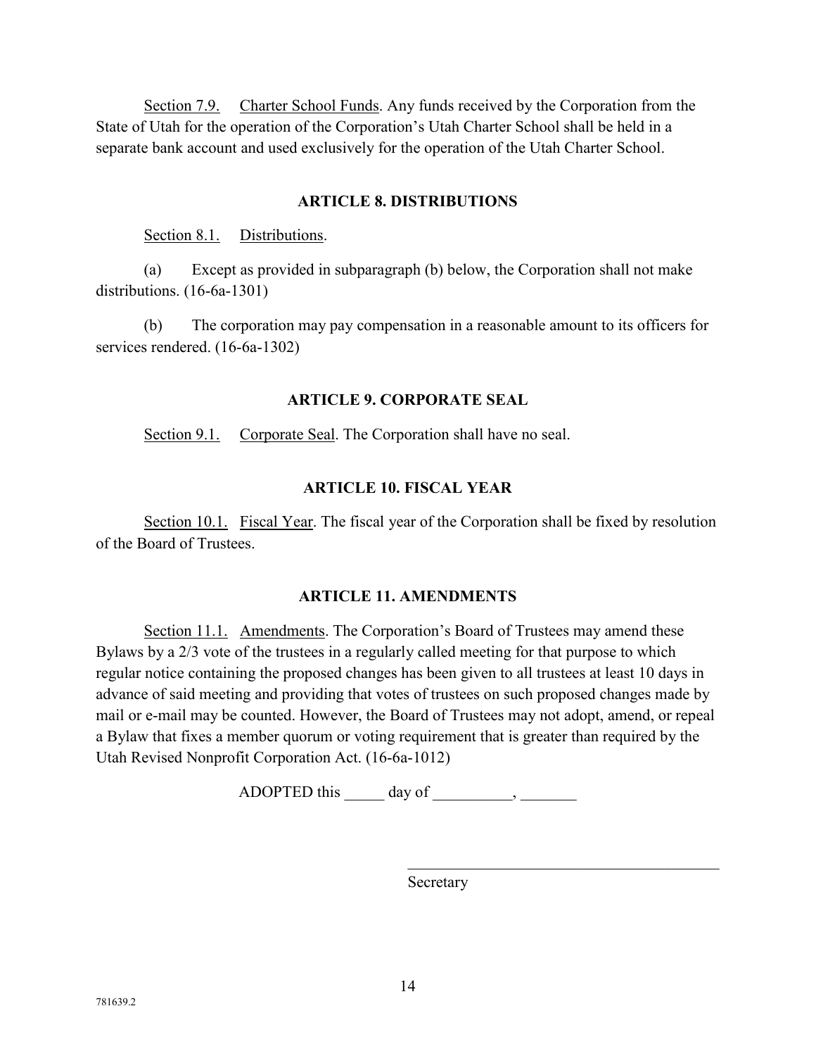Section 7.9. Charter School Funds. Any funds received by the Corporation from the State of Utah for the operation of the Corporation's Utah Charter School shall be held in a separate bank account and used exclusively for the operation of the Utah Charter School.

## ARTICLE 8. DISTRIBUTIONS

Section 8.1. Distributions.

(a) Except as provided in subparagraph (b) below, the Corporation shall not make distributions. (16-6a-1301)

(b) The corporation may pay compensation in a reasonable amount to its officers for services rendered. (16-6a-1302)

## ARTICLE 9. CORPORATE SEAL

Section 9.1. Corporate Seal. The Corporation shall have no seal.

## ARTICLE 10. FISCAL YEAR

Section 10.1. Fiscal Year. The fiscal year of the Corporation shall be fixed by resolution of the Board of Trustees.

## ARTICLE 11. AMENDMENTS

Section 11.1. Amendments. The Corporation's Board of Trustees may amend these Bylaws by a 2/3 vote of the trustees in a regularly called meeting for that purpose to which regular notice containing the proposed changes has been given to all trustees at least 10 days in advance of said meeting and providing that votes of trustees on such proposed changes made by mail or e-mail may be counted. However, the Board of Trustees may not adopt, amend, or repeal a Bylaw that fixes a member quorum or voting requirement that is greater than required by the Utah Revised Nonprofit Corporation Act. (16-6a-1012)

ADOPTED this _____ day of __________, _______

_________________________________________

Secretary

781639.2